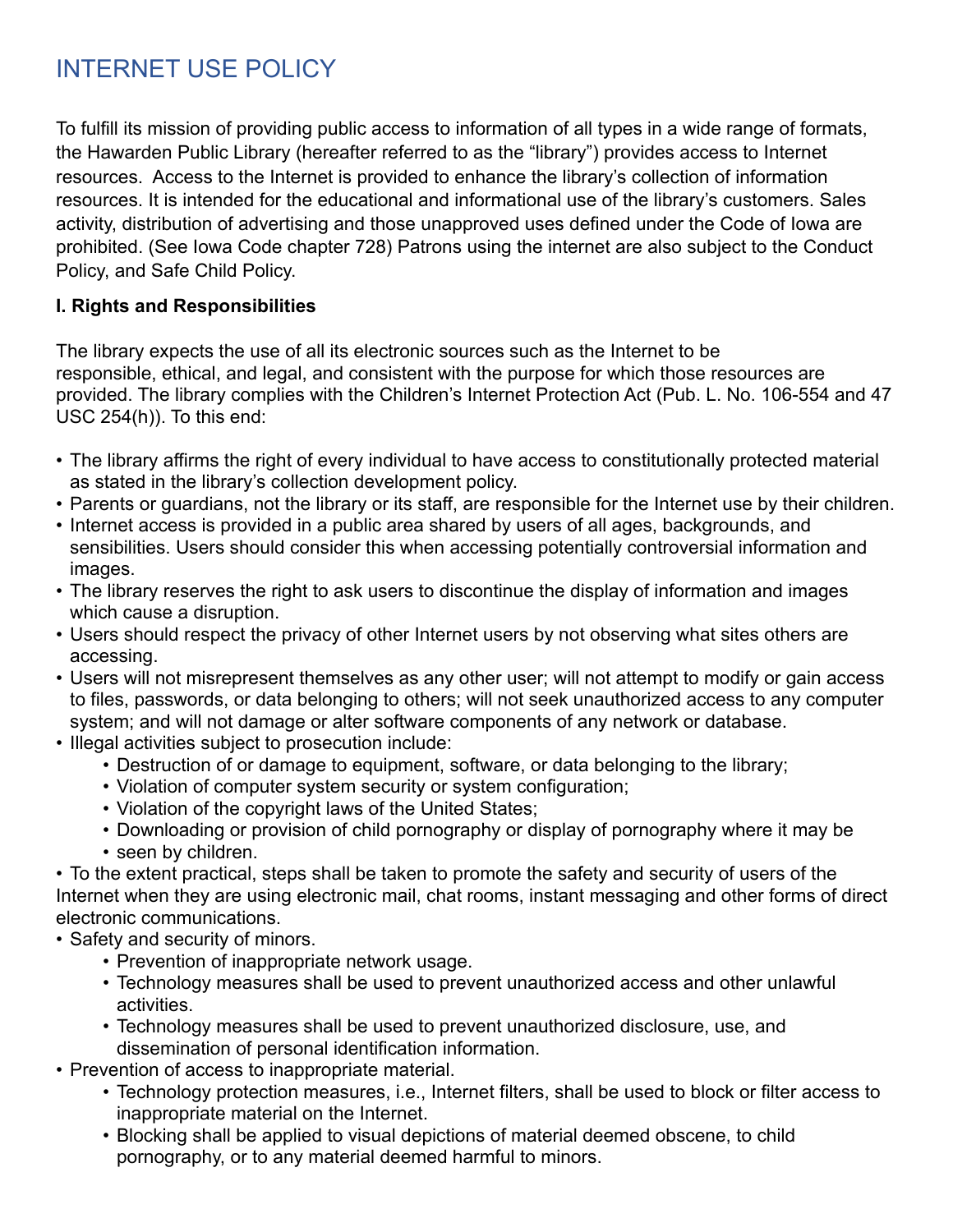# INTERNET USE POLICY

To fulfill its mission of providing public access to information of all types in a wide range of formats, the Hawarden Public Library (hereafter referred to as the "library") provides access to Internet resources. Access to the Internet is provided to enhance the library's collection of information resources. It is intended for the educational and informational use of the library's customers. Sales activity, distribution of advertising and those unapproved uses defined under the Code of Iowa are prohibited. (See Iowa Code chapter 728) Patrons using the internet are also subject to the Conduct Policy, and Safe Child Policy.

**I. Rights and Responsibilities**

The library expects the use of all its electronic sources such as the Internet to be responsible, ethical, and legal, and consistent with the purpose for which those resources are provided. The library complies with the Children's Internet Protection Act (Pub. L. No. 106-554 and 47 USC 254(h)). To this end:

- The library affirms the right of every individual to have access to constitutionally protected material as stated in the library's collection development policy.
- Parents or guardians, not the library or its staff, are responsible for the Internet use by their children.
- Internet access is provided in a public area shared by users of all ages, backgrounds, and sensibilities. Users should consider this when accessing potentially controversial information and images.
- The library reserves the right to ask users to discontinue the display of information and images which cause a disruption.
- Users should respect the privacy of other Internet users by not observing what sites others are accessing.
- Users will not misrepresent themselves as any other user; will not attempt to modify or gain access to files, passwords, or data belonging to others; will not seek unauthorized access to any computer system; and will not damage or alter software components of any network or database.
- Illegal activities subject to prosecution include:
    - Destruction of or damage to equipment, software, or data belonging to the library;
    - Violation of computer system security or system configuration;
    - Violation of the copyright laws of the United States;
    - Downloading or provision of child pornography or display of pornography where it may be
    - seen by children.
- To the extent practical, steps shall be taken to promote the safety and security of users of the Internet when they are using electronic mail, chat rooms, instant messaging and other forms of direct electronic communications.
- Safety and security of minors.
    - Prevention of inappropriate network usage.
    - Technology measures shall be used to prevent unauthorized access and other unlawful activities.
    - Technology measures shall be used to prevent unauthorized disclosure, use, and dissemination of personal identification information.
- Prevention of access to inappropriate material.
    - Technology protection measures, i.e., Internet filters, shall be used to block or filter access to inappropriate material on the Internet.
    - Blocking shall be applied to visual depictions of material deemed obscene, to child pornography, or to any material deemed harmful to minors.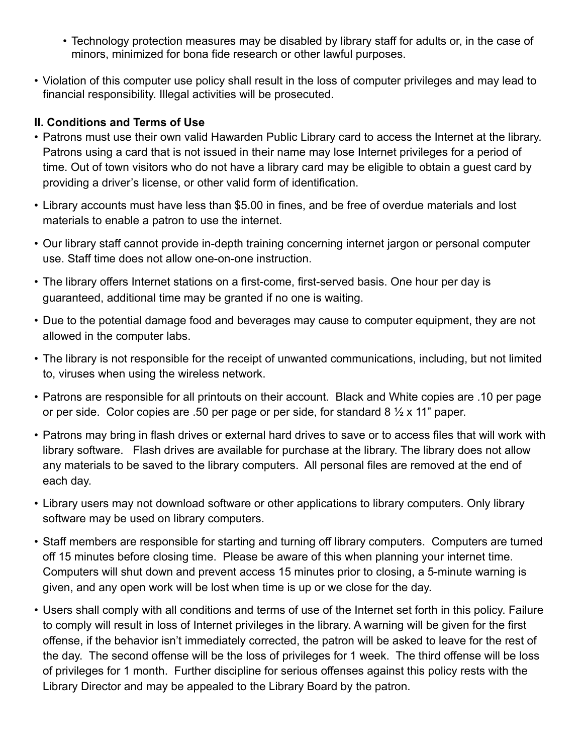- Technology protection measures may be disabled by library staff for adults or, in the case of minors, minimized for bona fide research or other lawful purposes.

- Violation of this computer use policy shall result in the loss of computer privileges and may lead to financial responsibility. Illegal activities will be prosecuted.

**II. Conditions and Terms of Use**

- Patrons must use their own valid Hawarden Public Library card to access the Internet at the library. Patrons using a card that is not issued in their name may lose Internet privileges for a period of time. Out of town visitors who do not have a library card may be eligible to obtain a guest card by providing a driver's license, or other valid form of identification.

- Library accounts must have less than $5.00 in fines, and be free of overdue materials and lost materials to enable a patron to use the internet.

- Our library staff cannot provide in-depth training concerning internet jargon or personal computer use. Staff time does not allow one-on-one instruction.

- The library offers Internet stations on a first-come, first-served basis. One hour per day is guaranteed, additional time may be granted if no one is waiting.

- Due to the potential damage food and beverages may cause to computer equipment, they are not allowed in the computer labs.

- The library is not responsible for the receipt of unwanted communications, including, but not limited to, viruses when using the wireless network.

- Patrons are responsible for all printouts on their account. Black and White copies are .10 per page or per side. Color copies are .50 per page or per side, for standard 8 ½ x 11" paper.

- Patrons may bring in flash drives or external hard drives to save or to access files that will work with library software. Flash drives are available for purchase at the library. The library does not allow any materials to be saved to the library computers. All personal files are removed at the end of each day.

- Library users may not download software or other applications to library computers. Only library software may be used on library computers.

- Staff members are responsible for starting and turning off library computers. Computers are turned off 15 minutes before closing time. Please be aware of this when planning your internet time. Computers will shut down and prevent access 15 minutes prior to closing, a 5-minute warning is given, and any open work will be lost when time is up or we close for the day.

- Users shall comply with all conditions and terms of use of the Internet set forth in this policy. Failure to comply will result in loss of Internet privileges in the library. A warning will be given for the first offense, if the behavior isn't immediately corrected, the patron will be asked to leave for the rest of the day. The second offense will be the loss of privileges for 1 week. The third offense will be loss of privileges for 1 month. Further discipline for serious offenses against this policy rests with the Library Director and may be appealed to the Library Board by the patron.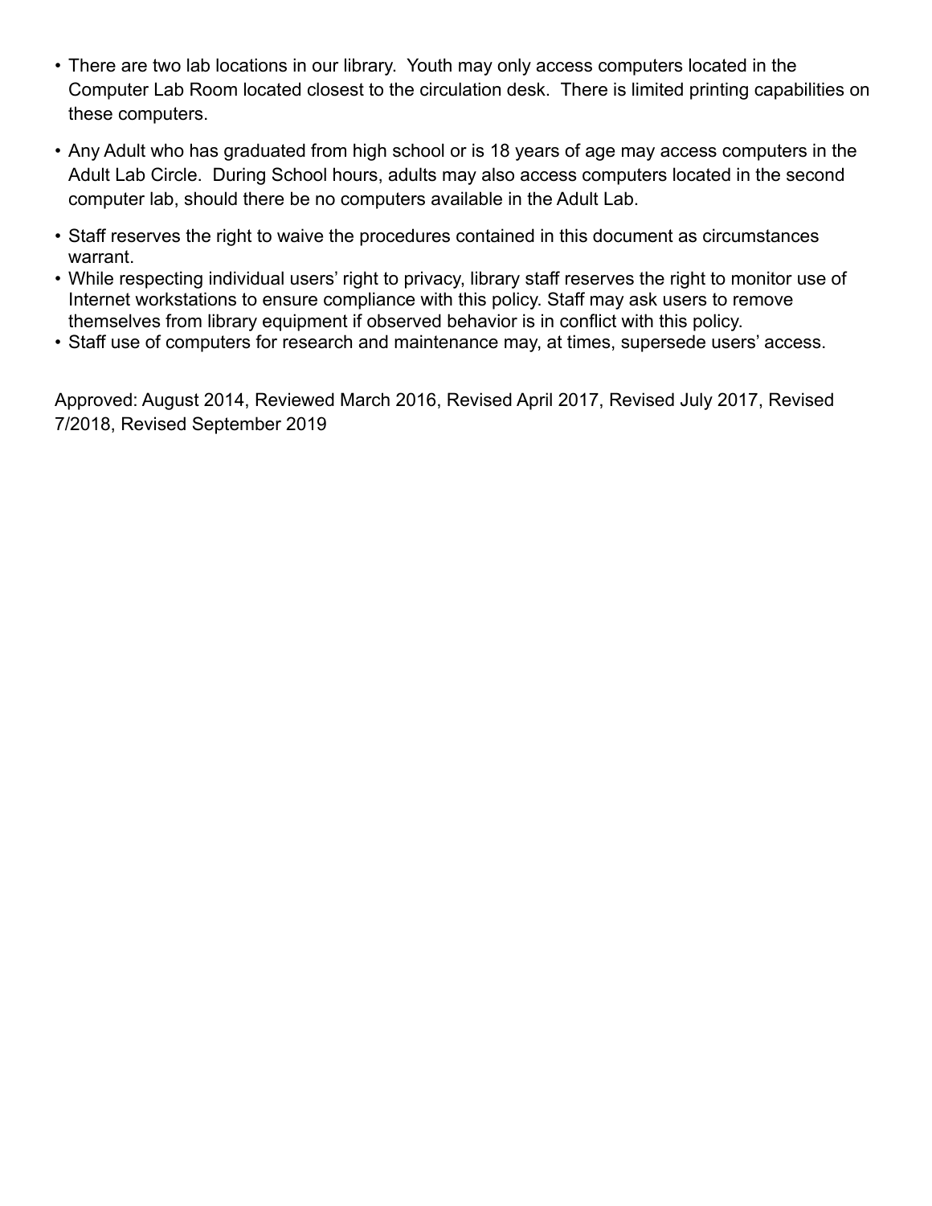- There are two lab locations in our library. Youth may only access computers located in the Computer Lab Room located closest to the circulation desk. There is limited printing capabilities on these computers.
- Any Adult who has graduated from high school or is 18 years of age may access computers in the Adult Lab Circle. During School hours, adults may also access computers located in the second computer lab, should there be no computers available in the Adult Lab.
- Staff reserves the right to waive the procedures contained in this document as circumstances warrant.
- While respecting individual users' right to privacy, library staff reserves the right to monitor use of Internet workstations to ensure compliance with this policy. Staff may ask users to remove themselves from library equipment if observed behavior is in conflict with this policy.
- Staff use of computers for research and maintenance may, at times, supersede users' access.

Approved: August 2014, Reviewed March 2016, Revised April 2017, Revised July 2017, Revised 7/2018, Revised September 2019